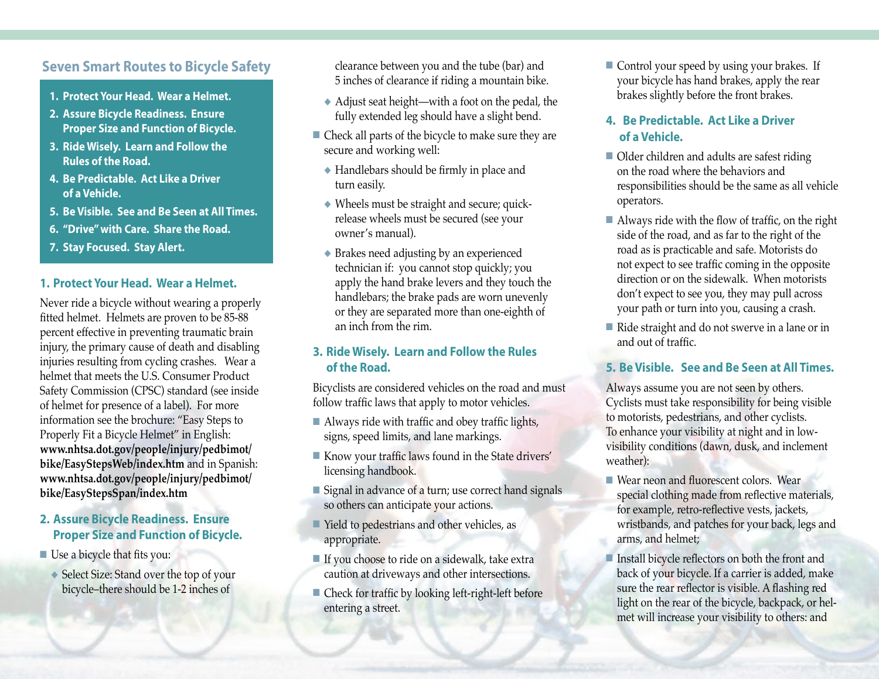## Seven Smart Routes to Bicycle Safety

1. **Protect Your Head. Wear a Helmet.**
2. **Assure Bicycle Readiness. Ensure Proper Size and Function of Bicycle.**
3. **Ride Wisely. Learn and Follow the Rules of the Road.**
4. **Be Predictable. Act Like a Driver of a Vehicle.**
5. **Be Visible. See and Be Seen at All Times.**
6. **"Drive" with Care. Share the Road.**
7. **Stay Focused. Stay Alert.**

### 1. Protect Your Head. Wear a Helmet.

Never ride a bicycle without wearing a properly fitted helmet. Helmets are proven to be 85-88 percent effective in preventing traumatic brain injury, the primary cause of death and disabling injuries resulting from cycling crashes. Wear a helmet that meets the U.S. Consumer Product Safety Commission (CPSC) standard (see inside of helmet for presence of a label). For more information see the brochure: "Easy Steps to Properly Fit a Bicycle Helmet" in English: **www.nhtsa.dot.gov/people/injury/pedbimot/bike/EasyStepsWeb/index.htm** and in Spanish: **www.nhtsa.dot.gov/people/injury/pedbimot/bike/EasyStepsSpan/index.htm**

### 2. Assure Bicycle Readiness. Ensure Proper Size and Function of Bicycle.

- Use a bicycle that fits you:
  - Select Size: Stand over the top of your bicycle–there should be 1-2 inches of clearance between you and the tube (bar) and 5 inches of clearance if riding a mountain bike.
  - Adjust seat height—with a foot on the pedal, the fully extended leg should have a slight bend.
- Check all parts of the bicycle to make sure they are secure and working well:
  - Handlebars should be firmly in place and turn easily.
  - Wheels must be straight and secure; quick-release wheels must be secured (see your owner's manual).
  - Brakes need adjusting by an experienced technician if: you cannot stop quickly; you apply the hand brake levers and they touch the handlebars; the brake pads are worn unevenly or they are separated more than one-eighth of an inch from the rim.

### 3. Ride Wisely. Learn and Follow the Rules of the Road.

Bicyclists are considered vehicles on the road and must follow traffic laws that apply to motor vehicles.

- Always ride with traffic and obey traffic lights, signs, speed limits, and lane markings.
- Know your traffic laws found in the State drivers' licensing handbook.
- Signal in advance of a turn; use correct hand signals so others can anticipate your actions.
- Yield to pedestrians and other vehicles, as appropriate.
- If you choose to ride on a sidewalk, take extra caution at driveways and other intersections.
- Check for traffic by looking left-right-left before entering a street.
- Control your speed by using your brakes. If your bicycle has hand brakes, apply the rear brakes slightly before the front brakes.

### 4. Be Predictable. Act Like a Driver of a Vehicle.

- Older children and adults are safest riding on the road where the behaviors and responsibilities should be the same as all vehicle operators.
- Always ride with the flow of traffic, on the right side of the road, and as far to the right of the road as is practicable and safe. Motorists do not expect to see traffic coming in the opposite direction or on the sidewalk. When motorists don't expect to see you, they may pull across your path or turn into you, causing a crash.
- Ride straight and do not swerve in a lane or in and out of traffic.

### 5. Be Visible. See and Be Seen at All Times.

Always assume you are not seen by others. Cyclists must take responsibility for being visible to motorists, pedestrians, and other cyclists. To enhance your visibility at night and in low-visibility conditions (dawn, dusk, and inclement weather):

- Wear neon and fluorescent colors. Wear special clothing made from reflective materials, for example, retro-reflective vests, jackets, wristbands, and patches for your back, legs and arms, and helmet;
- Install bicycle reflectors on both the front and back of your bicycle. If a carrier is added, make sure the rear reflector is visible. A flashing red light on the rear of the bicycle, backpack, or helmet will increase your visibility to others: and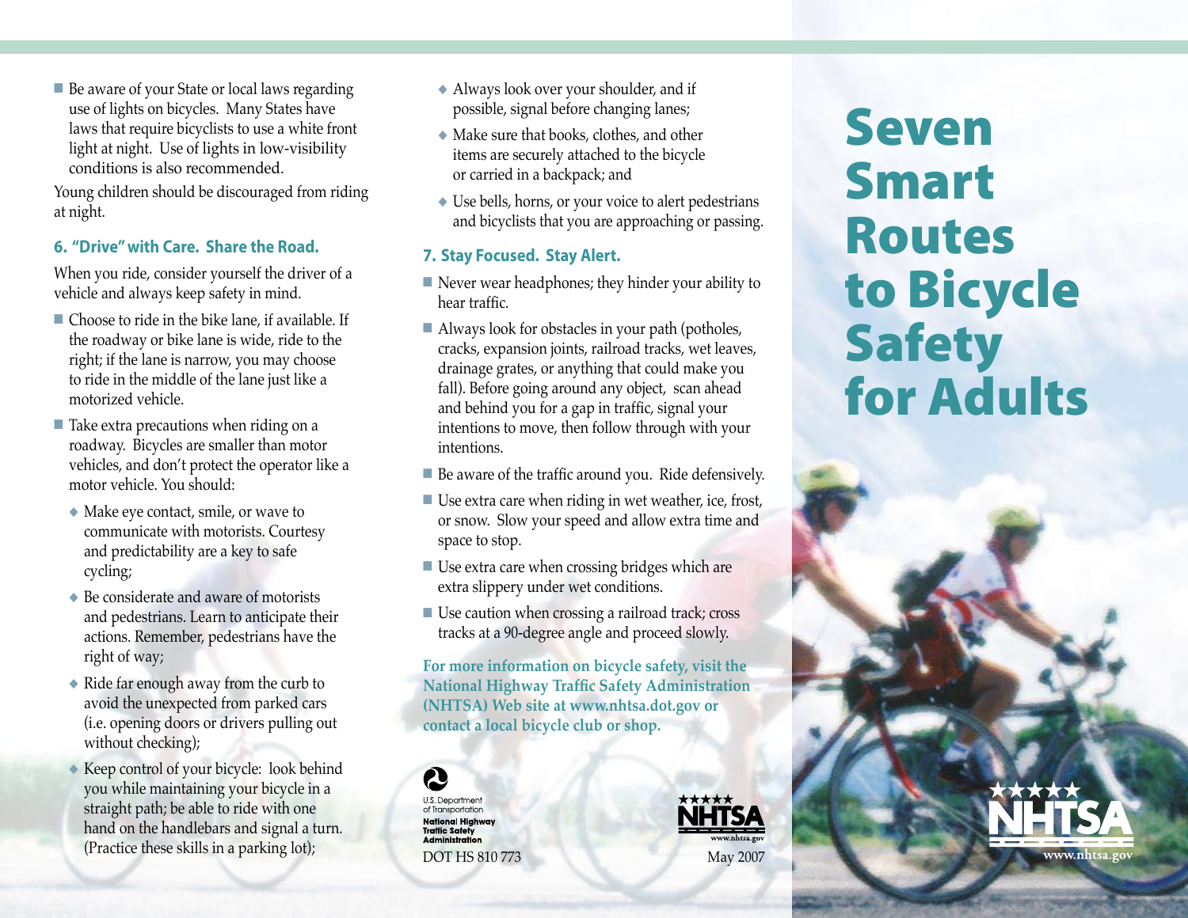- Be aware of your State or local laws regarding use of lights on bicycles. Many States have laws that require bicyclists to use a white front light at night. Use of lights in low-visibility conditions is also recommended.

Young children should be discouraged from riding at night.

### 6. "Drive" with Care. Share the Road.

When you ride, consider yourself the driver of a vehicle and always keep safety in mind.

- Choose to ride in the bike lane, if available. If the roadway or bike lane is wide, ride to the right; if the lane is narrow, you may choose to ride in the middle of the lane just like a motorized vehicle.
- Take extra precautions when riding on a roadway. Bicycles are smaller than motor vehicles, and don't protect the operator like a motor vehicle. You should:
  - Make eye contact, smile, or wave to communicate with motorists. Courtesy and predictability are a key to safe cycling;
  - Be considerate and aware of motorists and pedestrians. Learn to anticipate their actions. Remember, pedestrians have the right of way;
  - Ride far enough away from the curb to avoid the unexpected from parked cars (i.e. opening doors or drivers pulling out without checking);
  - Keep control of your bicycle: look behind you while maintaining your bicycle in a straight path; be able to ride with one hand on the handlebars and signal a turn. (Practice these skills in a parking lot);
  - Always look over your shoulder, and if possible, signal before changing lanes;
  - Make sure that books, clothes, and other items are securely attached to the bicycle or carried in a backpack; and
  - Use bells, horns, or your voice to alert pedestrians and bicyclists that you are approaching or passing.

### 7. Stay Focused. Stay Alert.

- Never wear headphones; they hinder your ability to hear traffic.
- Always look for obstacles in your path (potholes, cracks, expansion joints, railroad tracks, wet leaves, drainage grates, or anything that could make you fall). Before going around any object, scan ahead and behind you for a gap in traffic, signal your intentions to move, then follow through with your intentions.
- Be aware of the traffic around you. Ride defensively.
- Use extra care when riding in wet weather, ice, frost, or snow. Slow your speed and allow extra time and space to stop.
- Use extra care when crossing bridges which are extra slippery under wet conditions.
- Use caution when crossing a railroad track; cross tracks at a 90-degree angle and proceed slowly.

**For more information on bicycle safety, visit the National Highway Traffic Safety Administration (NHTSA) Web site at www.nhtsa.dot.gov or contact a local bicycle club or shop.**

U.S. Department of Transportation
National Highway Traffic Safety Administration

DOT HS 810 773

NHTSA
www.nhtsa.gov

May 2007

# Seven Smart Routes to Bicycle Safety for Adults

NHTSA
www.nhtsa.gov